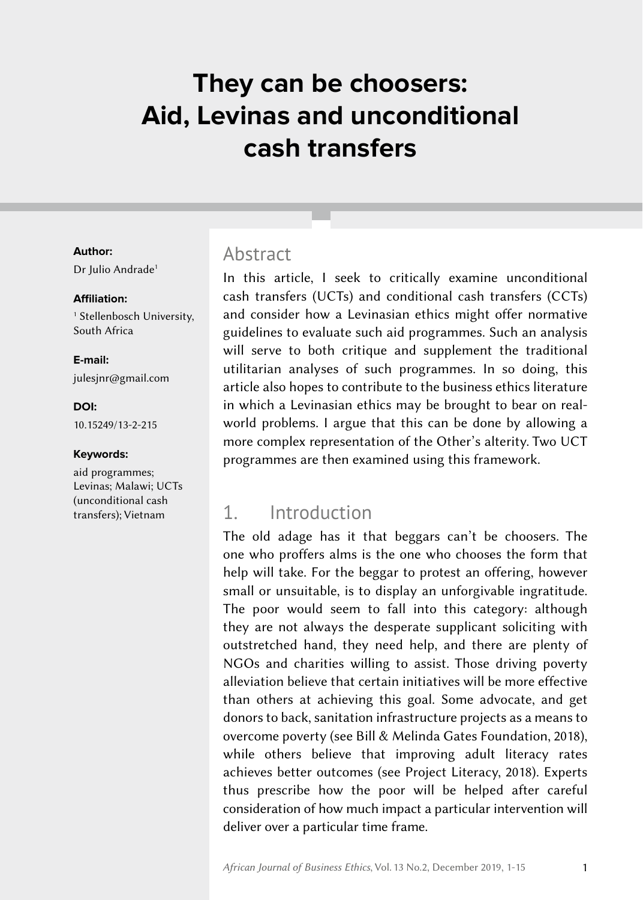# They can be choosers: Aid, Levinas and unconditional cash transfers

**Author:**
Dr Julio Andrade[1]

**Affiliation:**
[1] Stellenbosch University, South Africa

**E-mail:**
julesjnr@gmail.com

**DOI:**
10.15249/13-2-215

**Keywords:**
aid programmes; Levinas; Malawi; UCTs (unconditional cash transfers); Vietnam

## Abstract

In this article, I seek to critically examine unconditional cash transfers (UCTs) and conditional cash transfers (CCTs) and consider how a Levinasian ethics might offer normative guidelines to evaluate such aid programmes. Such an analysis will serve to both critique and supplement the traditional utilitarian analyses of such programmes. In so doing, this article also hopes to contribute to the business ethics literature in which a Levinasian ethics may be brought to bear on real-world problems. I argue that this can be done by allowing a more complex representation of the Other's alterity. Two UCT programmes are then examined using this framework.

## 1. Introduction

The old adage has it that beggars can't be choosers. The one who proffers alms is the one who chooses the form that help will take. For the beggar to protest an offering, however small or unsuitable, is to display an unforgivable ingratitude. The poor would seem to fall into this category: although they are not always the desperate supplicant soliciting with outstretched hand, they need help, and there are plenty of NGOs and charities willing to assist. Those driving poverty alleviation believe that certain initiatives will be more effective than others at achieving this goal. Some advocate, and get donors to back, sanitation infrastructure projects as a means to overcome poverty (see Bill & Melinda Gates Foundation, 2018), while others believe that improving adult literacy rates achieves better outcomes (see Project Literacy, 2018). Experts thus prescribe how the poor will be helped after careful consideration of how much impact a particular intervention will deliver over a particular time frame.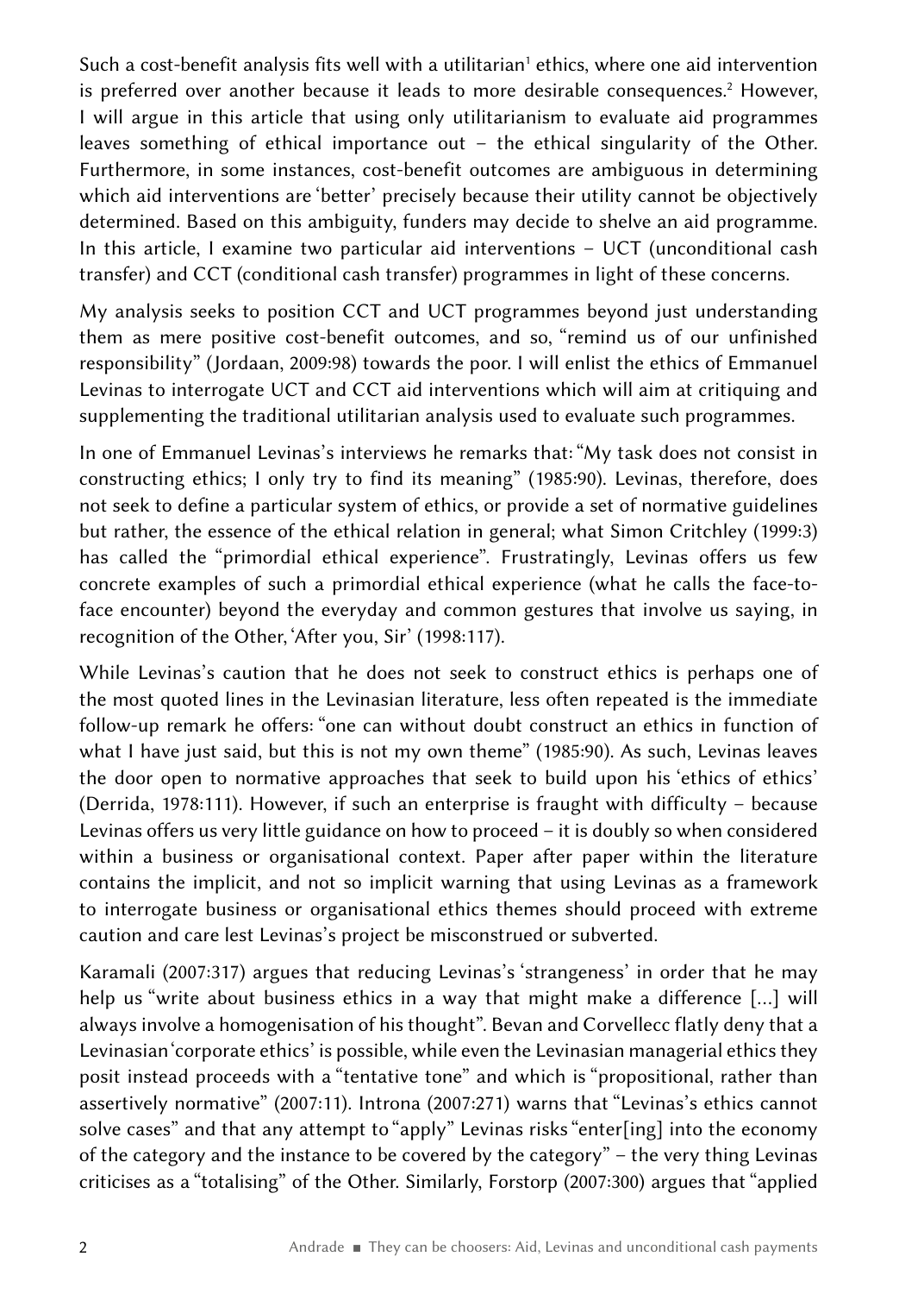Such a cost-benefit analysis fits well with a utilitarian[1] ethics, where one aid intervention is preferred over another because it leads to more desirable consequences.[2] However, I will argue in this article that using only utilitarianism to evaluate aid programmes leaves something of ethical importance out – the ethical singularity of the Other. Furthermore, in some instances, cost-benefit outcomes are ambiguous in determining which aid interventions are 'better' precisely because their utility cannot be objectively determined. Based on this ambiguity, funders may decide to shelve an aid programme. In this article, I examine two particular aid interventions – UCT (unconditional cash transfer) and CCT (conditional cash transfer) programmes in light of these concerns.

My analysis seeks to position CCT and UCT programmes beyond just understanding them as mere positive cost-benefit outcomes, and so, "remind us of our unfinished responsibility" (Jordaan, 2009:98) towards the poor. I will enlist the ethics of Emmanuel Levinas to interrogate UCT and CCT aid interventions which will aim at critiquing and supplementing the traditional utilitarian analysis used to evaluate such programmes.

In one of Emmanuel Levinas's interviews he remarks that: "My task does not consist in constructing ethics; I only try to find its meaning" (1985:90). Levinas, therefore, does not seek to define a particular system of ethics, or provide a set of normative guidelines but rather, the essence of the ethical relation in general; what Simon Critchley (1999:3) has called the "primordial ethical experience". Frustratingly, Levinas offers us few concrete examples of such a primordial ethical experience (what he calls the face-to-face encounter) beyond the everyday and common gestures that involve us saying, in recognition of the Other, 'After you, Sir' (1998:117).

While Levinas's caution that he does not seek to construct ethics is perhaps one of the most quoted lines in the Levinasian literature, less often repeated is the immediate follow-up remark he offers: "one can without doubt construct an ethics in function of what I have just said, but this is not my own theme" (1985:90). As such, Levinas leaves the door open to normative approaches that seek to build upon his 'ethics of ethics' (Derrida, 1978:111). However, if such an enterprise is fraught with difficulty – because Levinas offers us very little guidance on how to proceed – it is doubly so when considered within a business or organisational context. Paper after paper within the literature contains the implicit, and not so implicit warning that using Levinas as a framework to interrogate business or organisational ethics themes should proceed with extreme caution and care lest Levinas's project be misconstrued or subverted.

Karamali (2007:317) argues that reducing Levinas's 'strangeness' in order that he may help us "write about business ethics in a way that might make a difference [...] will always involve a homogenisation of his thought". Bevan and Corvellecc flatly deny that a Levinasian 'corporate ethics' is possible, while even the Levinasian managerial ethics they posit instead proceeds with a "tentative tone" and which is "propositional, rather than assertively normative" (2007:11). Introna (2007:271) warns that "Levinas's ethics cannot solve cases" and that any attempt to "apply" Levinas risks "enter[ing] into the economy of the category and the instance to be covered by the category" – the very thing Levinas criticises as a "totalising" of the Other. Similarly, Forstorp (2007:300) argues that "applied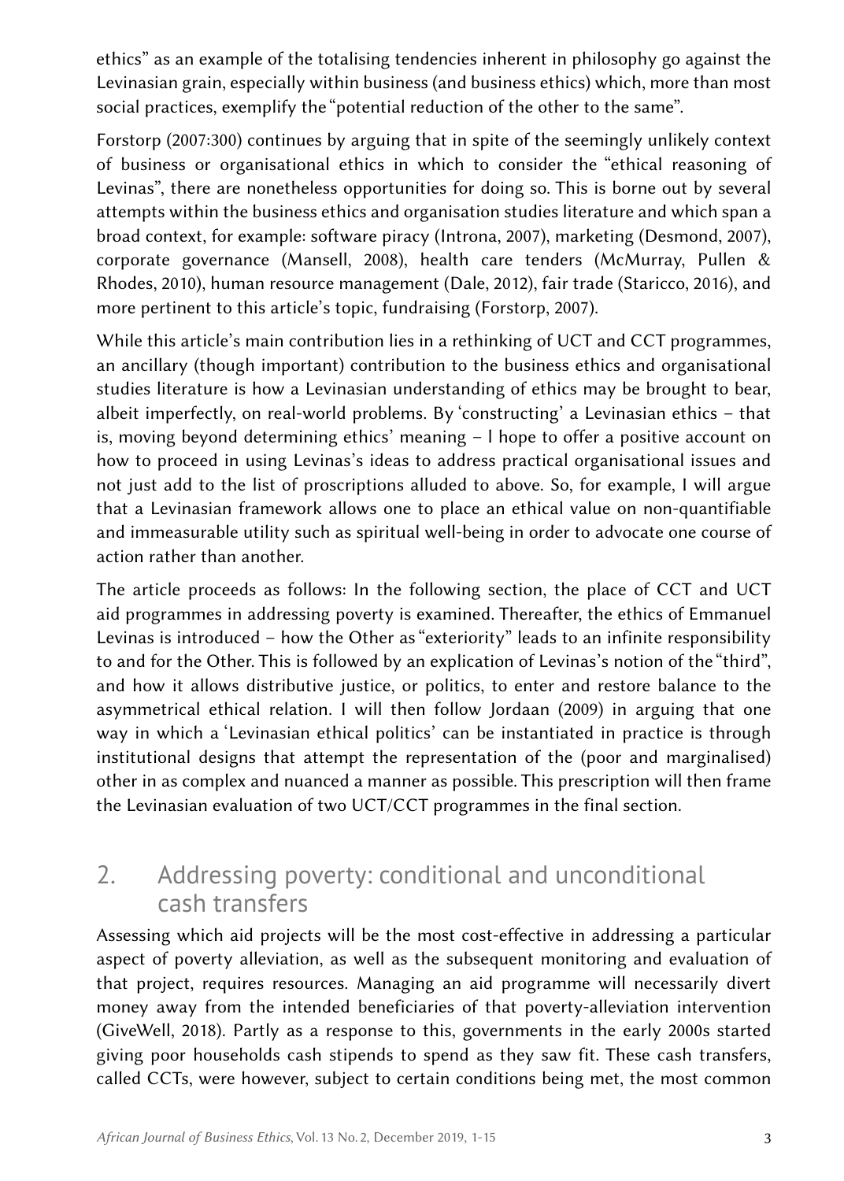ethics" as an example of the totalising tendencies inherent in philosophy go against the Levinasian grain, especially within business (and business ethics) which, more than most social practices, exemplify the "potential reduction of the other to the same".

Forstorp (2007:300) continues by arguing that in spite of the seemingly unlikely context of business or organisational ethics in which to consider the "ethical reasoning of Levinas", there are nonetheless opportunities for doing so. This is borne out by several attempts within the business ethics and organisation studies literature and which span a broad context, for example: software piracy (Introna, 2007), marketing (Desmond, 2007), corporate governance (Mansell, 2008), health care tenders (McMurray, Pullen & Rhodes, 2010), human resource management (Dale, 2012), fair trade (Staricco, 2016), and more pertinent to this article's topic, fundraising (Forstorp, 2007).

While this article's main contribution lies in a rethinking of UCT and CCT programmes, an ancillary (though important) contribution to the business ethics and organisational studies literature is how a Levinasian understanding of ethics may be brought to bear, albeit imperfectly, on real-world problems. By 'constructing' a Levinasian ethics – that is, moving beyond determining ethics' meaning – I hope to offer a positive account on how to proceed in using Levinas's ideas to address practical organisational issues and not just add to the list of proscriptions alluded to above. So, for example, I will argue that a Levinasian framework allows one to place an ethical value on non-quantifiable and immeasurable utility such as spiritual well-being in order to advocate one course of action rather than another.

The article proceeds as follows: In the following section, the place of CCT and UCT aid programmes in addressing poverty is examined. Thereafter, the ethics of Emmanuel Levinas is introduced – how the Other as "exteriority" leads to an infinite responsibility to and for the Other. This is followed by an explication of Levinas's notion of the "third", and how it allows distributive justice, or politics, to enter and restore balance to the asymmetrical ethical relation. I will then follow Jordaan (2009) in arguing that one way in which a 'Levinasian ethical politics' can be instantiated in practice is through institutional designs that attempt the representation of the (poor and marginalised) other in as complex and nuanced a manner as possible. This prescription will then frame the Levinasian evaluation of two UCT/CCT programmes in the final section.

## 2. Addressing poverty: conditional and unconditional cash transfers

Assessing which aid projects will be the most cost-effective in addressing a particular aspect of poverty alleviation, as well as the subsequent monitoring and evaluation of that project, requires resources. Managing an aid programme will necessarily divert money away from the intended beneficiaries of that poverty-alleviation intervention (GiveWell, 2018). Partly as a response to this, governments in the early 2000s started giving poor households cash stipends to spend as they saw fit. These cash transfers, called CCTs, were however, subject to certain conditions being met, the most common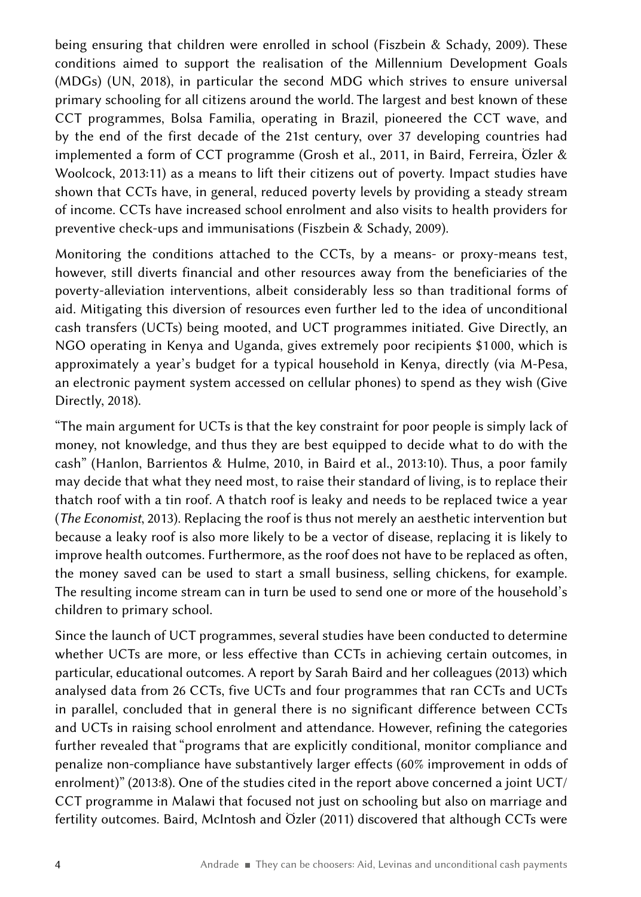being ensuring that children were enrolled in school (Fiszbein & Schady, 2009). These conditions aimed to support the realisation of the Millennium Development Goals (MDGs) (UN, 2018), in particular the second MDG which strives to ensure universal primary schooling for all citizens around the world. The largest and best known of these CCT programmes, Bolsa Familia, operating in Brazil, pioneered the CCT wave, and by the end of the first decade of the 21st century, over 37 developing countries had implemented a form of CCT programme (Grosh et al., 2011, in Baird, Ferreira, Özler & Woolcock, 2013:11) as a means to lift their citizens out of poverty. Impact studies have shown that CCTs have, in general, reduced poverty levels by providing a steady stream of income. CCTs have increased school enrolment and also visits to health providers for preventive check-ups and immunisations (Fiszbein & Schady, 2009).

Monitoring the conditions attached to the CCTs, by a means- or proxy-means test, however, still diverts financial and other resources away from the beneficiaries of the poverty-alleviation interventions, albeit considerably less so than traditional forms of aid. Mitigating this diversion of resources even further led to the idea of unconditional cash transfers (UCTs) being mooted, and UCT programmes initiated. Give Directly, an NGO operating in Kenya and Uganda, gives extremely poor recipients $1000, which is approximately a year's budget for a typical household in Kenya, directly (via M-Pesa, an electronic payment system accessed on cellular phones) to spend as they wish (Give Directly, 2018).

"The main argument for UCTs is that the key constraint for poor people is simply lack of money, not knowledge, and thus they are best equipped to decide what to do with the cash" (Hanlon, Barrientos & Hulme, 2010, in Baird et al., 2013:10). Thus, a poor family may decide that what they need most, to raise their standard of living, is to replace their thatch roof with a tin roof. A thatch roof is leaky and needs to be replaced twice a year (*The Economist*, 2013). Replacing the roof is thus not merely an aesthetic intervention but because a leaky roof is also more likely to be a vector of disease, replacing it is likely to improve health outcomes. Furthermore, as the roof does not have to be replaced as often, the money saved can be used to start a small business, selling chickens, for example. The resulting income stream can in turn be used to send one or more of the household's children to primary school.

Since the launch of UCT programmes, several studies have been conducted to determine whether UCTs are more, or less effective than CCTs in achieving certain outcomes, in particular, educational outcomes. A report by Sarah Baird and her colleagues (2013) which analysed data from 26 CCTs, five UCTs and four programmes that ran CCTs and UCTs in parallel, concluded that in general there is no significant difference between CCTs and UCTs in raising school enrolment and attendance. However, refining the categories further revealed that "programs that are explicitly conditional, monitor compliance and penalize non-compliance have substantively larger effects (60% improvement in odds of enrolment)" (2013:8). One of the studies cited in the report above concerned a joint UCT/CCT programme in Malawi that focused not just on schooling but also on marriage and fertility outcomes. Baird, McIntosh and Özler (2011) discovered that although CCTs were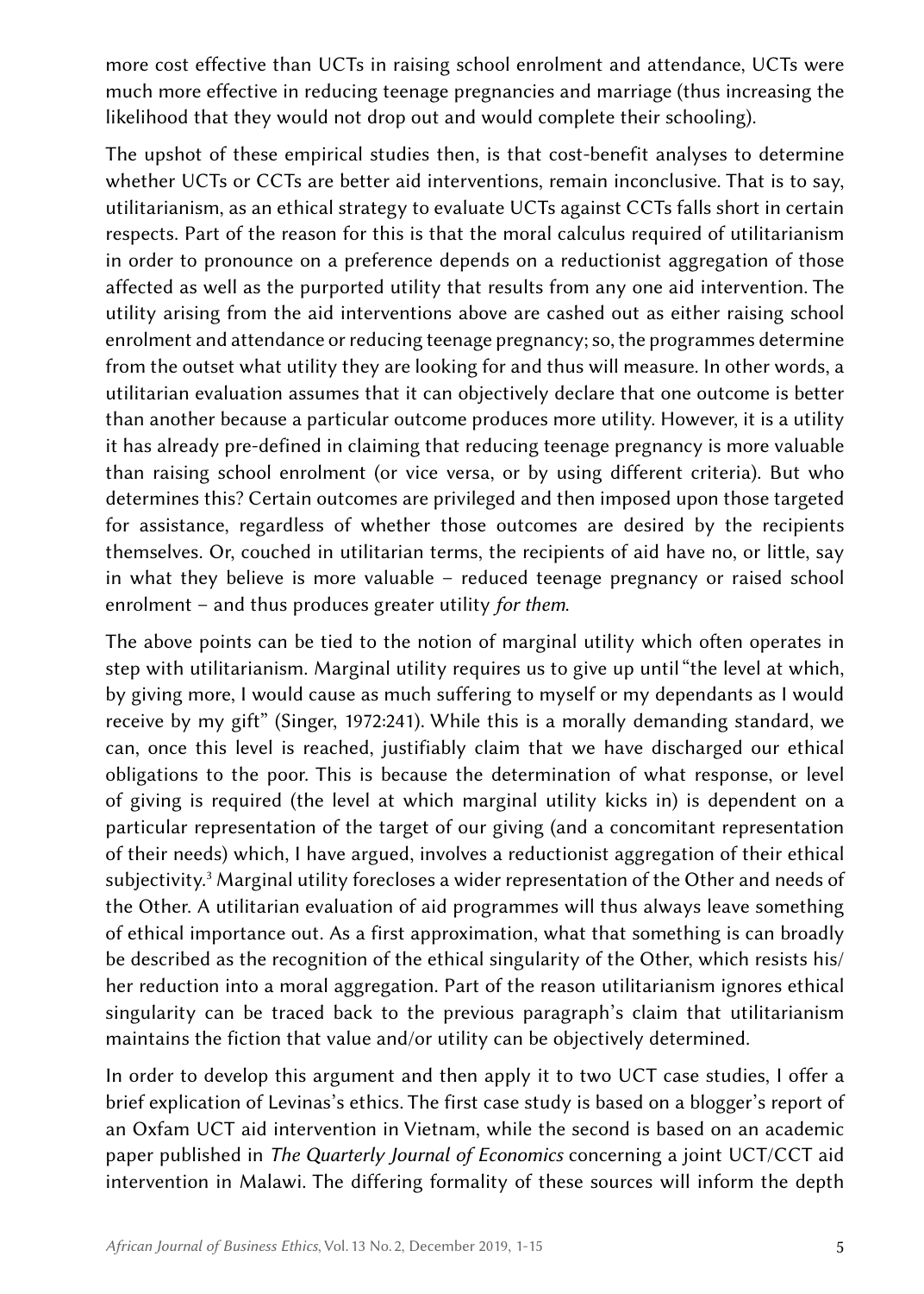more cost effective than UCTs in raising school enrolment and attendance, UCTs were much more effective in reducing teenage pregnancies and marriage (thus increasing the likelihood that they would not drop out and would complete their schooling).

The upshot of these empirical studies then, is that cost-benefit analyses to determine whether UCTs or CCTs are better aid interventions, remain inconclusive. That is to say, utilitarianism, as an ethical strategy to evaluate UCTs against CCTs falls short in certain respects. Part of the reason for this is that the moral calculus required of utilitarianism in order to pronounce on a preference depends on a reductionist aggregation of those affected as well as the purported utility that results from any one aid intervention. The utility arising from the aid interventions above are cashed out as either raising school enrolment and attendance or reducing teenage pregnancy; so, the programmes determine from the outset what utility they are looking for and thus will measure. In other words, a utilitarian evaluation assumes that it can objectively declare that one outcome is better than another because a particular outcome produces more utility. However, it is a utility it has already pre-defined in claiming that reducing teenage pregnancy is more valuable than raising school enrolment (or vice versa, or by using different criteria). But who determines this? Certain outcomes are privileged and then imposed upon those targeted for assistance, regardless of whether those outcomes are desired by the recipients themselves. Or, couched in utilitarian terms, the recipients of aid have no, or little, say in what they believe is more valuable – reduced teenage pregnancy or raised school enrolment – and thus produces greater utility *for them*.

The above points can be tied to the notion of marginal utility which often operates in step with utilitarianism. Marginal utility requires us to give up until "the level at which, by giving more, I would cause as much suffering to myself or my dependants as I would receive by my gift" (Singer, 1972:241). While this is a morally demanding standard, we can, once this level is reached, justifiably claim that we have discharged our ethical obligations to the poor. This is because the determination of what response, or level of giving is required (the level at which marginal utility kicks in) is dependent on a particular representation of the target of our giving (and a concomitant representation of their needs) which, I have argued, involves a reductionist aggregation of their ethical subjectivity.[3] Marginal utility forecloses a wider representation of the Other and needs of the Other. A utilitarian evaluation of aid programmes will thus always leave something of ethical importance out. As a first approximation, what that something is can broadly be described as the recognition of the ethical singularity of the Other, which resists his/her reduction into a moral aggregation. Part of the reason utilitarianism ignores ethical singularity can be traced back to the previous paragraph's claim that utilitarianism maintains the fiction that value and/or utility can be objectively determined.

In order to develop this argument and then apply it to two UCT case studies, I offer a brief explication of Levinas's ethics. The first case study is based on a blogger's report of an Oxfam UCT aid intervention in Vietnam, while the second is based on an academic paper published in *The Quarterly Journal of Economics* concerning a joint UCT/CCT aid intervention in Malawi. The differing formality of these sources will inform the depth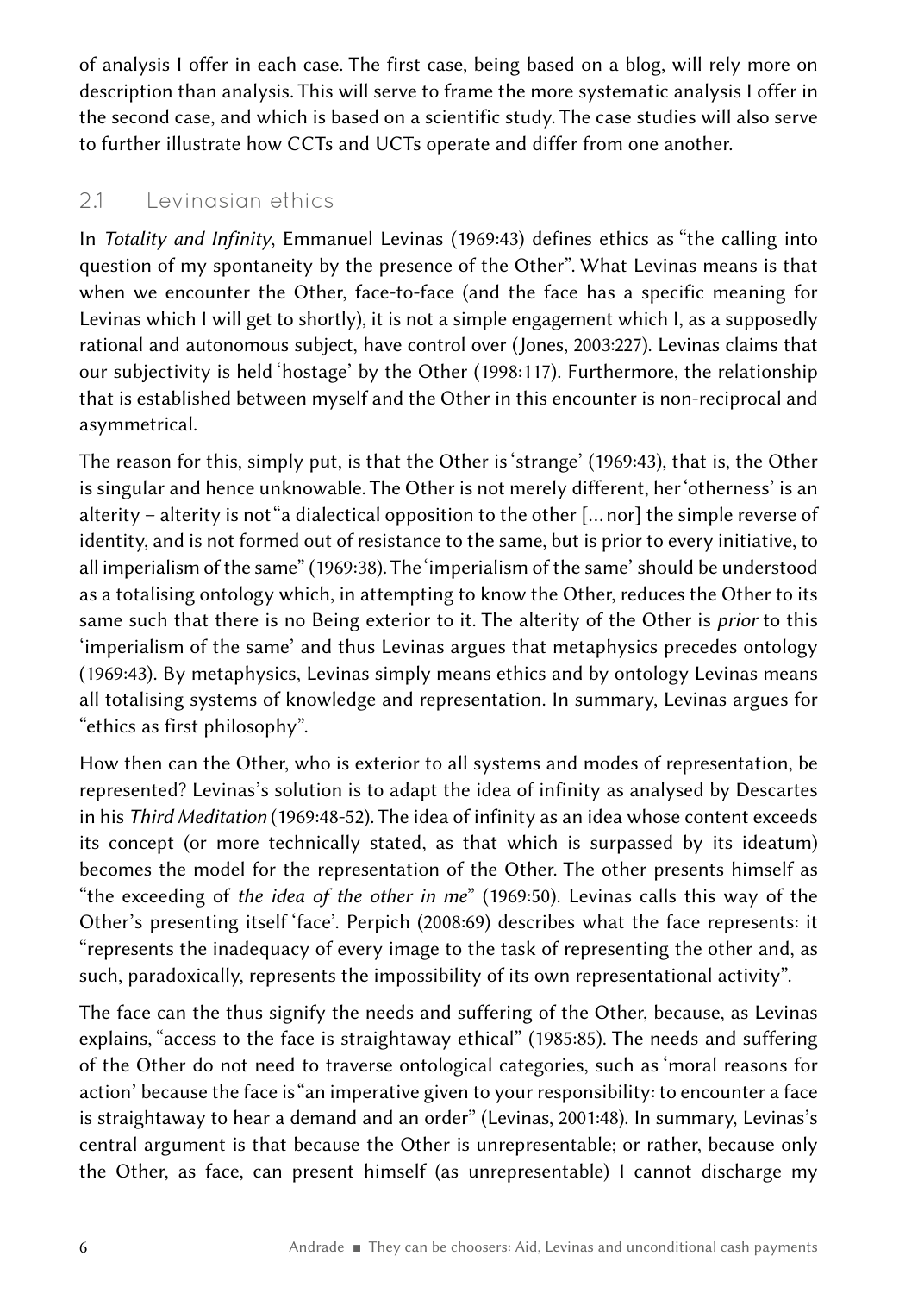of analysis I offer in each case. The first case, being based on a blog, will rely more on description than analysis. This will serve to frame the more systematic analysis I offer in the second case, and which is based on a scientific study. The case studies will also serve to further illustrate how CCTs and UCTs operate and differ from one another.

## 2.1 Levinasian ethics

In *Totality and Infinity*, Emmanuel Levinas (1969:43) defines ethics as "the calling into question of my spontaneity by the presence of the Other". What Levinas means is that when we encounter the Other, face-to-face (and the face has a specific meaning for Levinas which I will get to shortly), it is not a simple engagement which I, as a supposedly rational and autonomous subject, have control over (Jones, 2003:227). Levinas claims that our subjectivity is held 'hostage' by the Other (1998:117). Furthermore, the relationship that is established between myself and the Other in this encounter is non-reciprocal and asymmetrical.

The reason for this, simply put, is that the Other is 'strange' (1969:43), that is, the Other is singular and hence unknowable. The Other is not merely different, her 'otherness' is an alterity – alterity is not "a dialectical opposition to the other [... nor] the simple reverse of identity, and is not formed out of resistance to the same, but is prior to every initiative, to all imperialism of the same" (1969:38). The 'imperialism of the same' should be understood as a totalising ontology which, in attempting to know the Other, reduces the Other to its same such that there is no Being exterior to it. The alterity of the Other is *prior* to this 'imperialism of the same' and thus Levinas argues that metaphysics precedes ontology (1969:43). By metaphysics, Levinas simply means ethics and by ontology Levinas means all totalising systems of knowledge and representation. In summary, Levinas argues for "ethics as first philosophy".

How then can the Other, who is exterior to all systems and modes of representation, be represented? Levinas's solution is to adapt the idea of infinity as analysed by Descartes in his *Third Meditation* (1969:48-52). The idea of infinity as an idea whose content exceeds its concept (or more technically stated, as that which is surpassed by its ideatum) becomes the model for the representation of the Other. The other presents himself as "the exceeding of *the idea of the other in me*" (1969:50). Levinas calls this way of the Other's presenting itself 'face'. Perpich (2008:69) describes what the face represents: it "represents the inadequacy of every image to the task of representing the other and, as such, paradoxically, represents the impossibility of its own representational activity".

The face can the thus signify the needs and suffering of the Other, because, as Levinas explains, "access to the face is straightaway ethical" (1985:85). The needs and suffering of the Other do not need to traverse ontological categories, such as 'moral reasons for action' because the face is "an imperative given to your responsibility: to encounter a face is straightaway to hear a demand and an order" (Levinas, 2001:48). In summary, Levinas's central argument is that because the Other is unrepresentable; or rather, because only the Other, as face, can present himself (as unrepresentable) I cannot discharge my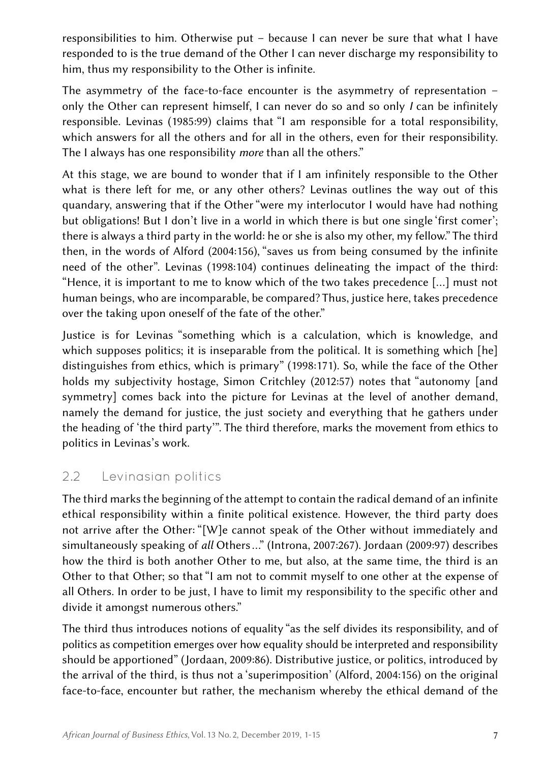responsibilities to him. Otherwise put – because I can never be sure that what I have responded to is the true demand of the Other I can never discharge my responsibility to him, thus my responsibility to the Other is infinite.

The asymmetry of the face-to-face encounter is the asymmetry of representation – only the Other can represent himself, I can never do so and so only *I* can be infinitely responsible. Levinas (1985:99) claims that "I am responsible for a total responsibility, which answers for all the others and for all in the others, even for their responsibility. The I always has one responsibility *more* than all the others."

At this stage, we are bound to wonder that if I am infinitely responsible to the Other what is there left for me, or any other others? Levinas outlines the way out of this quandary, answering that if the Other "were my interlocutor I would have had nothing but obligations! But I don't live in a world in which there is but one single 'first comer'; there is always a third party in the world: he or she is also my other, my fellow." The third then, in the words of Alford (2004:156), "saves us from being consumed by the infinite need of the other". Levinas (1998:104) continues delineating the impact of the third: "Hence, it is important to me to know which of the two takes precedence [...] must not human beings, who are incomparable, be compared? Thus, justice here, takes precedence over the taking upon oneself of the fate of the other."

Justice is for Levinas "something which is a calculation, which is knowledge, and which supposes politics; it is inseparable from the political. It is something which [he] distinguishes from ethics, which is primary" (1998:171). So, while the face of the Other holds my subjectivity hostage, Simon Critchley (2012:57) notes that "autonomy [and symmetry] comes back into the picture for Levinas at the level of another demand, namely the demand for justice, the just society and everything that he gathers under the heading of 'the third party'". The third therefore, marks the movement from ethics to politics in Levinas's work.

## 2.2 Levinasian politics

The third marks the beginning of the attempt to contain the radical demand of an infinite ethical responsibility within a finite political existence. However, the third party does not arrive after the Other: "[W]e cannot speak of the Other without immediately and simultaneously speaking of *all* Others..." (Introna, 2007:267). Jordaan (2009:97) describes how the third is both another Other to me, but also, at the same time, the third is an Other to that Other; so that "I am not to commit myself to one other at the expense of all Others. In order to be just, I have to limit my responsibility to the specific other and divide it amongst numerous others."

The third thus introduces notions of equality "as the self divides its responsibility, and of politics as competition emerges over how equality should be interpreted and responsibility should be apportioned" (Jordaan, 2009:86). Distributive justice, or politics, introduced by the arrival of the third, is thus not a 'superimposition' (Alford, 2004:156) on the original face-to-face, encounter but rather, the mechanism whereby the ethical demand of the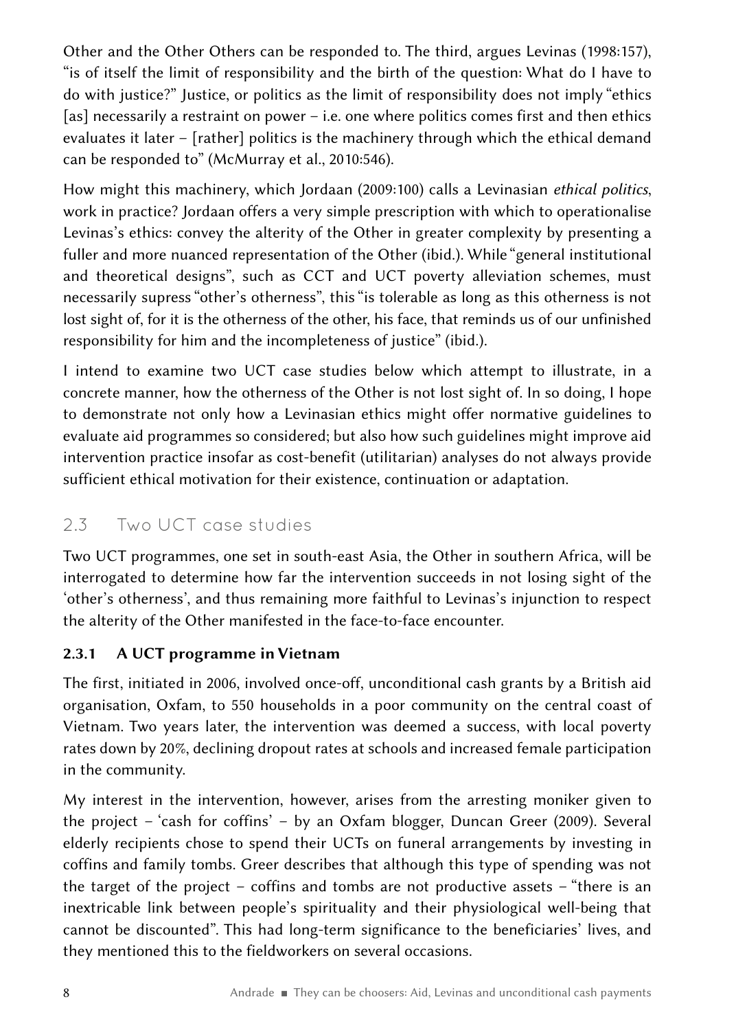Other and the Other Others can be responded to. The third, argues Levinas (1998:157), "is of itself the limit of responsibility and the birth of the question: What do I have to do with justice?" Justice, or politics as the limit of responsibility does not imply "ethics [as] necessarily a restraint on power – i.e. one where politics comes first and then ethics evaluates it later – [rather] politics is the machinery through which the ethical demand can be responded to" (McMurray et al., 2010:546).

How might this machinery, which Jordaan (2009:100) calls a Levinasian *ethical politics*, work in practice? Jordaan offers a very simple prescription with which to operationalise Levinas's ethics: convey the alterity of the Other in greater complexity by presenting a fuller and more nuanced representation of the Other (ibid.). While "general institutional and theoretical designs", such as CCT and UCT poverty alleviation schemes, must necessarily supress "other's otherness", this "is tolerable as long as this otherness is not lost sight of, for it is the otherness of the other, his face, that reminds us of our unfinished responsibility for him and the incompleteness of justice" (ibid.).

I intend to examine two UCT case studies below which attempt to illustrate, in a concrete manner, how the otherness of the Other is not lost sight of. In so doing, I hope to demonstrate not only how a Levinasian ethics might offer normative guidelines to evaluate aid programmes so considered; but also how such guidelines might improve aid intervention practice insofar as cost-benefit (utilitarian) analyses do not always provide sufficient ethical motivation for their existence, continuation or adaptation.

## 2.3 Two UCT case studies

Two UCT programmes, one set in south-east Asia, the Other in southern Africa, will be interrogated to determine how far the intervention succeeds in not losing sight of the 'other's otherness', and thus remaining more faithful to Levinas's injunction to respect the alterity of the Other manifested in the face-to-face encounter.

### 2.3.1 A UCT programme in Vietnam

The first, initiated in 2006, involved once-off, unconditional cash grants by a British aid organisation, Oxfam, to 550 households in a poor community on the central coast of Vietnam. Two years later, the intervention was deemed a success, with local poverty rates down by 20%, declining dropout rates at schools and increased female participation in the community.

My interest in the intervention, however, arises from the arresting moniker given to the project – 'cash for coffins' – by an Oxfam blogger, Duncan Greer (2009). Several elderly recipients chose to spend their UCTs on funeral arrangements by investing in coffins and family tombs. Greer describes that although this type of spending was not the target of the project – coffins and tombs are not productive assets – "there is an inextricable link between people's spirituality and their physiological well-being that cannot be discounted". This had long-term significance to the beneficiaries' lives, and they mentioned this to the fieldworkers on several occasions.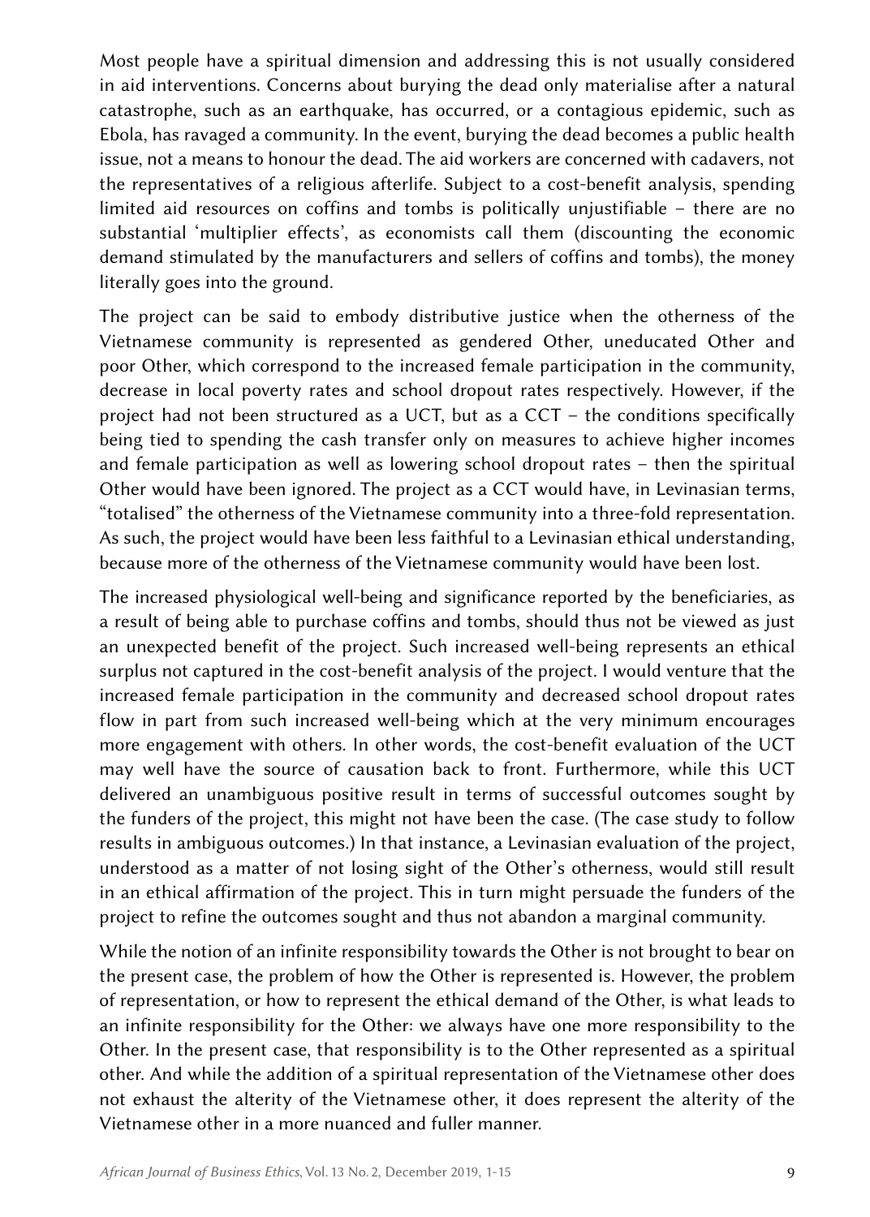Most people have a spiritual dimension and addressing this is not usually considered in aid interventions. Concerns about burying the dead only materialise after a natural catastrophe, such as an earthquake, has occurred, or a contagious epidemic, such as Ebola, has ravaged a community. In the event, burying the dead becomes a public health issue, not a means to honour the dead. The aid workers are concerned with cadavers, not the representatives of a religious afterlife. Subject to a cost-benefit analysis, spending limited aid resources on coffins and tombs is politically unjustifiable – there are no substantial 'multiplier effects', as economists call them (discounting the economic demand stimulated by the manufacturers and sellers of coffins and tombs), the money literally goes into the ground.

The project can be said to embody distributive justice when the otherness of the Vietnamese community is represented as gendered Other, uneducated Other and poor Other, which correspond to the increased female participation in the community, decrease in local poverty rates and school dropout rates respectively. However, if the project had not been structured as a UCT, but as a CCT – the conditions specifically being tied to spending the cash transfer only on measures to achieve higher incomes and female participation as well as lowering school dropout rates – then the spiritual Other would have been ignored. The project as a CCT would have, in Levinasian terms, "totalised" the otherness of the Vietnamese community into a three-fold representation. As such, the project would have been less faithful to a Levinasian ethical understanding, because more of the otherness of the Vietnamese community would have been lost.

The increased physiological well-being and significance reported by the beneficiaries, as a result of being able to purchase coffins and tombs, should thus not be viewed as just an unexpected benefit of the project. Such increased well-being represents an ethical surplus not captured in the cost-benefit analysis of the project. I would venture that the increased female participation in the community and decreased school dropout rates flow in part from such increased well-being which at the very minimum encourages more engagement with others. In other words, the cost-benefit evaluation of the UCT may well have the source of causation back to front. Furthermore, while this UCT delivered an unambiguous positive result in terms of successful outcomes sought by the funders of the project, this might not have been the case. (The case study to follow results in ambiguous outcomes.) In that instance, a Levinasian evaluation of the project, understood as a matter of not losing sight of the Other's otherness, would still result in an ethical affirmation of the project. This in turn might persuade the funders of the project to refine the outcomes sought and thus not abandon a marginal community.

While the notion of an infinite responsibility towards the Other is not brought to bear on the present case, the problem of how the Other is represented is. However, the problem of representation, or how to represent the ethical demand of the Other, is what leads to an infinite responsibility for the Other: we always have one more responsibility to the Other. In the present case, that responsibility is to the Other represented as a spiritual other. And while the addition of a spiritual representation of the Vietnamese other does not exhaust the alterity of the Vietnamese other, it does represent the alterity of the Vietnamese other in a more nuanced and fuller manner.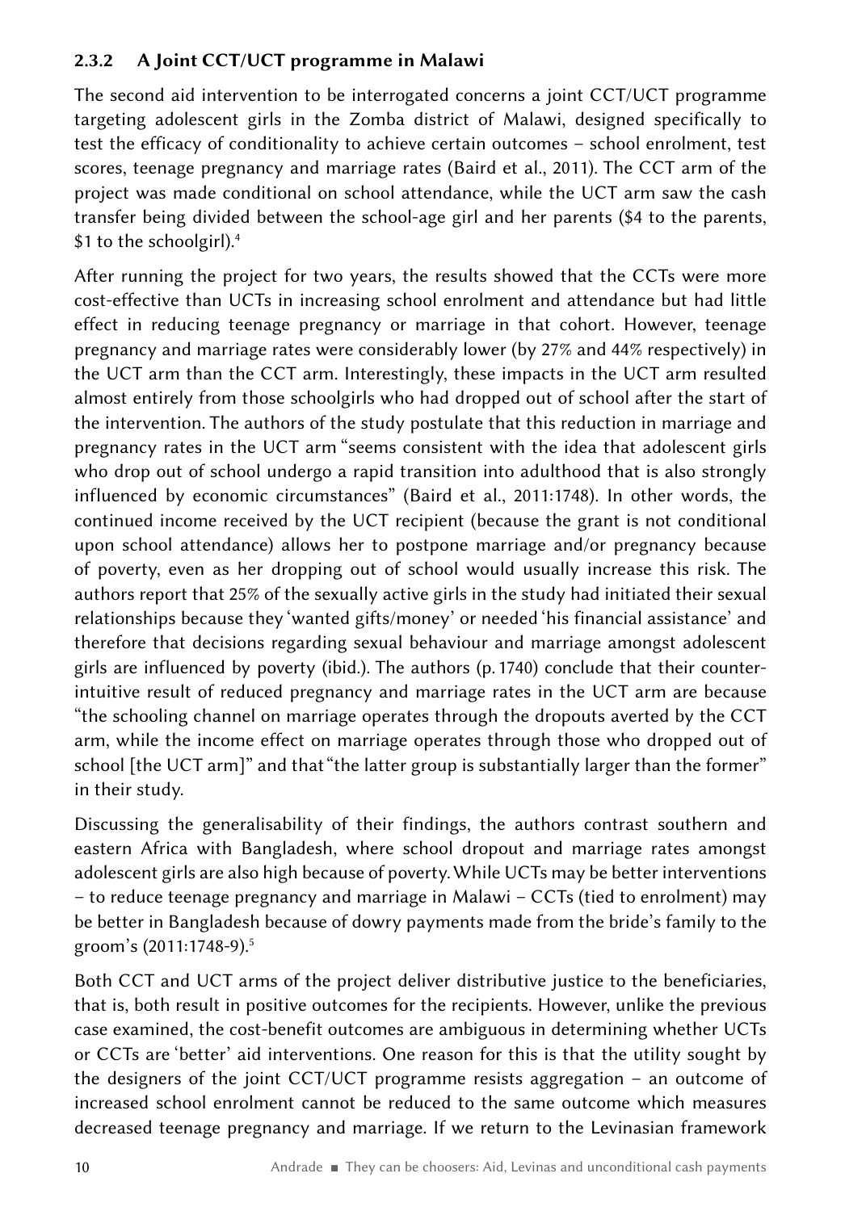### 2.3.2 A Joint CCT/UCT programme in Malawi

The second aid intervention to be interrogated concerns a joint CCT/UCT programme targeting adolescent girls in the Zomba district of Malawi, designed specifically to test the efficacy of conditionality to achieve certain outcomes – school enrolment, test scores, teenage pregnancy and marriage rates (Baird et al., 2011). The CCT arm of the project was made conditional on school attendance, while the UCT arm saw the cash transfer being divided between the school-age girl and her parents ($4 to the parents, $1 to the schoolgirl).[4]

After running the project for two years, the results showed that the CCTs were more cost-effective than UCTs in increasing school enrolment and attendance but had little effect in reducing teenage pregnancy or marriage in that cohort. However, teenage pregnancy and marriage rates were considerably lower (by 27% and 44% respectively) in the UCT arm than the CCT arm. Interestingly, these impacts in the UCT arm resulted almost entirely from those schoolgirls who had dropped out of school after the start of the intervention. The authors of the study postulate that this reduction in marriage and pregnancy rates in the UCT arm "seems consistent with the idea that adolescent girls who drop out of school undergo a rapid transition into adulthood that is also strongly influenced by economic circumstances" (Baird et al., 2011:1748). In other words, the continued income received by the UCT recipient (because the grant is not conditional upon school attendance) allows her to postpone marriage and/or pregnancy because of poverty, even as her dropping out of school would usually increase this risk. The authors report that 25% of the sexually active girls in the study had initiated their sexual relationships because they 'wanted gifts/money' or needed 'his financial assistance' and therefore that decisions regarding sexual behaviour and marriage amongst adolescent girls are influenced by poverty (ibid.). The authors (p. 1740) conclude that their counter-intuitive result of reduced pregnancy and marriage rates in the UCT arm are because "the schooling channel on marriage operates through the dropouts averted by the CCT arm, while the income effect on marriage operates through those who dropped out of school [the UCT arm]" and that "the latter group is substantially larger than the former" in their study.

Discussing the generalisability of their findings, the authors contrast southern and eastern Africa with Bangladesh, where school dropout and marriage rates amongst adolescent girls are also high because of poverty. While UCTs may be better interventions – to reduce teenage pregnancy and marriage in Malawi – CCTs (tied to enrolment) may be better in Bangladesh because of dowry payments made from the bride's family to the groom's (2011:1748-9).[5]

Both CCT and UCT arms of the project deliver distributive justice to the beneficiaries, that is, both result in positive outcomes for the recipients. However, unlike the previous case examined, the cost-benefit outcomes are ambiguous in determining whether UCTs or CCTs are 'better' aid interventions. One reason for this is that the utility sought by the designers of the joint CCT/UCT programme resists aggregation – an outcome of increased school enrolment cannot be reduced to the same outcome which measures decreased teenage pregnancy and marriage. If we return to the Levinasian framework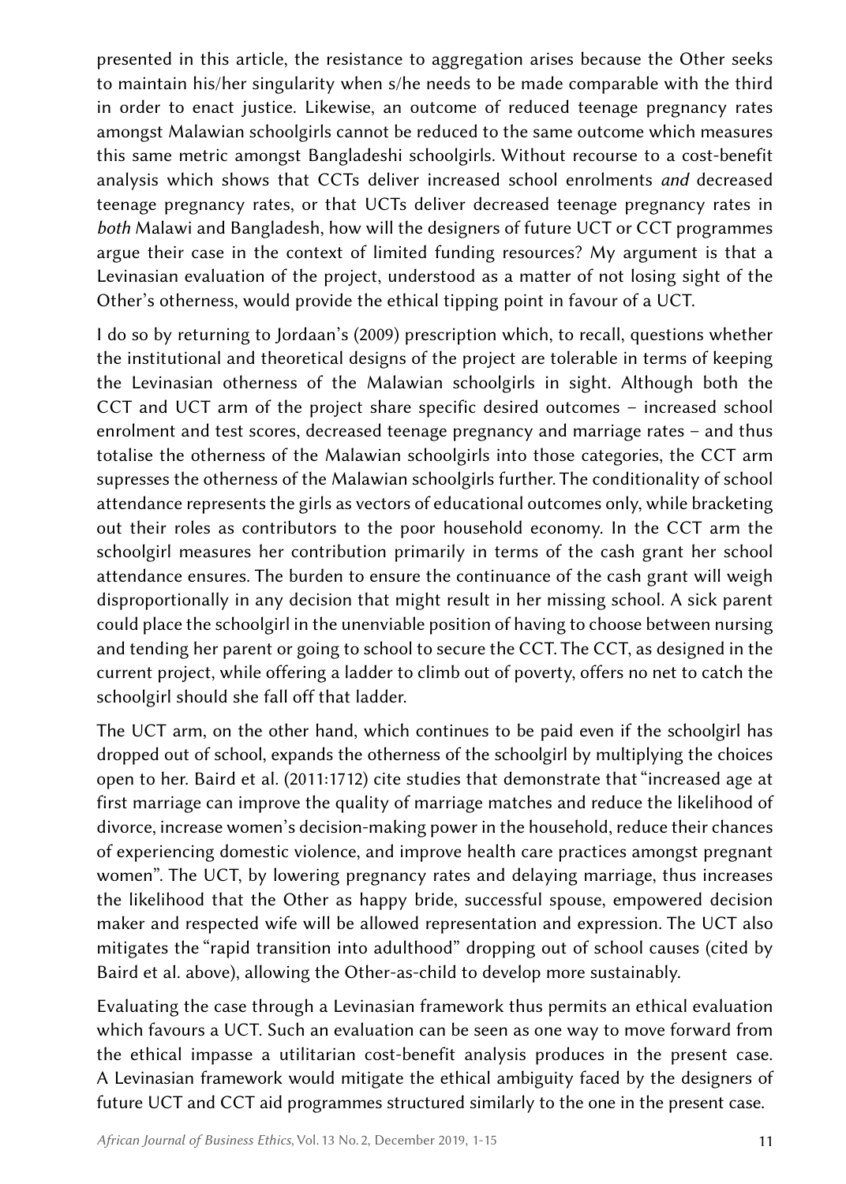presented in this article, the resistance to aggregation arises because the Other seeks to maintain his/her singularity when s/he needs to be made comparable with the third in order to enact justice. Likewise, an outcome of reduced teenage pregnancy rates amongst Malawian schoolgirls cannot be reduced to the same outcome which measures this same metric amongst Bangladeshi schoolgirls. Without recourse to a cost-benefit analysis which shows that CCTs deliver increased school enrolments *and* decreased teenage pregnancy rates, or that UCTs deliver decreased teenage pregnancy rates in *both* Malawi and Bangladesh, how will the designers of future UCT or CCT programmes argue their case in the context of limited funding resources? My argument is that a Levinasian evaluation of the project, understood as a matter of not losing sight of the Other's otherness, would provide the ethical tipping point in favour of a UCT.

I do so by returning to Jordaan's (2009) prescription which, to recall, questions whether the institutional and theoretical designs of the project are tolerable in terms of keeping the Levinasian otherness of the Malawian schoolgirls in sight. Although both the CCT and UCT arm of the project share specific desired outcomes – increased school enrolment and test scores, decreased teenage pregnancy and marriage rates – and thus totalise the otherness of the Malawian schoolgirls into those categories, the CCT arm supresses the otherness of the Malawian schoolgirls further. The conditionality of school attendance represents the girls as vectors of educational outcomes only, while bracketing out their roles as contributors to the poor household economy. In the CCT arm the schoolgirl measures her contribution primarily in terms of the cash grant her school attendance ensures. The burden to ensure the continuance of the cash grant will weigh disproportionally in any decision that might result in her missing school. A sick parent could place the schoolgirl in the unenviable position of having to choose between nursing and tending her parent or going to school to secure the CCT. The CCT, as designed in the current project, while offering a ladder to climb out of poverty, offers no net to catch the schoolgirl should she fall off that ladder.

The UCT arm, on the other hand, which continues to be paid even if the schoolgirl has dropped out of school, expands the otherness of the schoolgirl by multiplying the choices open to her. Baird et al. (2011:1712) cite studies that demonstrate that "increased age at first marriage can improve the quality of marriage matches and reduce the likelihood of divorce, increase women's decision-making power in the household, reduce their chances of experiencing domestic violence, and improve health care practices amongst pregnant women". The UCT, by lowering pregnancy rates and delaying marriage, thus increases the likelihood that the Other as happy bride, successful spouse, empowered decision maker and respected wife will be allowed representation and expression. The UCT also mitigates the "rapid transition into adulthood" dropping out of school causes (cited by Baird et al. above), allowing the Other-as-child to develop more sustainably.

Evaluating the case through a Levinasian framework thus permits an ethical evaluation which favours a UCT. Such an evaluation can be seen as one way to move forward from the ethical impasse a utilitarian cost-benefit analysis produces in the present case. A Levinasian framework would mitigate the ethical ambiguity faced by the designers of future UCT and CCT aid programmes structured similarly to the one in the present case.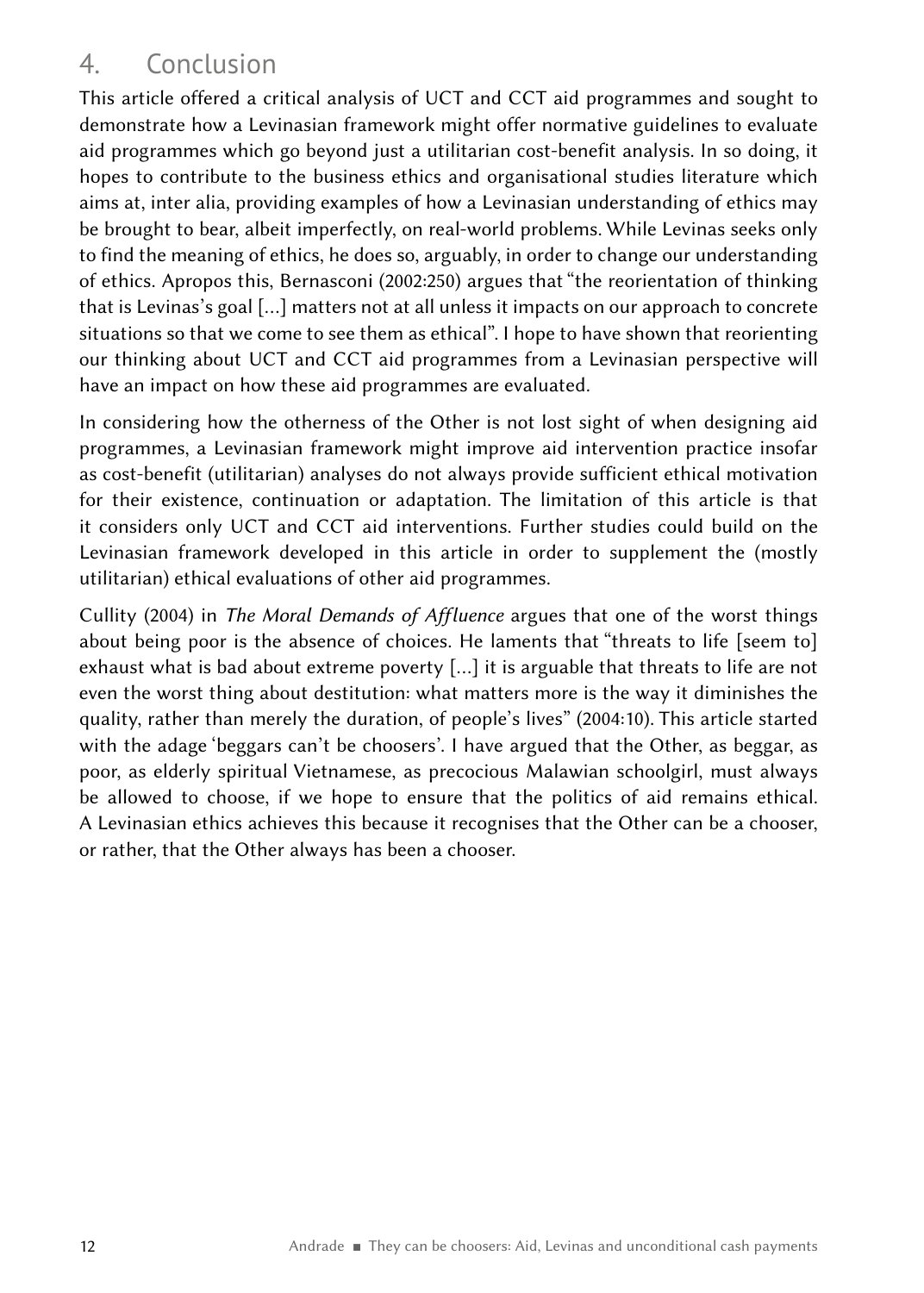## 4. Conclusion

This article offered a critical analysis of UCT and CCT aid programmes and sought to demonstrate how a Levinasian framework might offer normative guidelines to evaluate aid programmes which go beyond just a utilitarian cost-benefit analysis. In so doing, it hopes to contribute to the business ethics and organisational studies literature which aims at, inter alia, providing examples of how a Levinasian understanding of ethics may be brought to bear, albeit imperfectly, on real-world problems. While Levinas seeks only to find the meaning of ethics, he does so, arguably, in order to change our understanding of ethics. Apropos this, Bernasconi (2002:250) argues that "the reorientation of thinking that is Levinas's goal [...] matters not at all unless it impacts on our approach to concrete situations so that we come to see them as ethical". I hope to have shown that reorienting our thinking about UCT and CCT aid programmes from a Levinasian perspective will have an impact on how these aid programmes are evaluated.

In considering how the otherness of the Other is not lost sight of when designing aid programmes, a Levinasian framework might improve aid intervention practice insofar as cost-benefit (utilitarian) analyses do not always provide sufficient ethical motivation for their existence, continuation or adaptation. The limitation of this article is that it considers only UCT and CCT aid interventions. Further studies could build on the Levinasian framework developed in this article in order to supplement the (mostly utilitarian) ethical evaluations of other aid programmes.

Cullity (2004) in *The Moral Demands of Affluence* argues that one of the worst things about being poor is the absence of choices. He laments that "threats to life [seem to] exhaust what is bad about extreme poverty [...] it is arguable that threats to life are not even the worst thing about destitution: what matters more is the way it diminishes the quality, rather than merely the duration, of people's lives" (2004:10). This article started with the adage 'beggars can't be choosers'. I have argued that the Other, as beggar, as poor, as elderly spiritual Vietnamese, as precocious Malawian schoolgirl, must always be allowed to choose, if we hope to ensure that the politics of aid remains ethical. A Levinasian ethics achieves this because it recognises that the Other can be a chooser, or rather, that the Other always has been a chooser.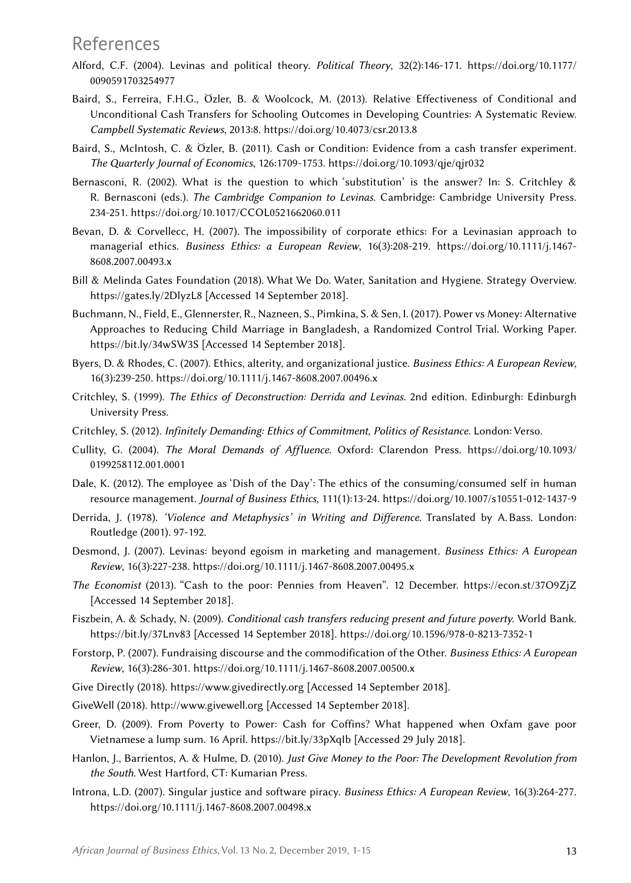# References

Alford, C.F. (2004). Levinas and political theory. *Political Theory*, 32(2):146-171. https://doi.org/10.1177/0090591703254977

Baird, S., Ferreira, F.H.G., Özler, B. & Woolcock, M. (2013). Relative Effectiveness of Conditional and Unconditional Cash Transfers for Schooling Outcomes in Developing Countries: A Systematic Review. *Campbell Systematic Reviews*, 2013:8. https://doi.org/10.4073/csr.2013.8

Baird, S., McIntosh, C. & Özler, B. (2011). Cash or Condition: Evidence from a cash transfer experiment. *The Quarterly Journal of Economics*, 126:1709-1753. https://doi.org/10.1093/qje/qjr032

Bernasconi, R. (2002). What is the question to which 'substitution' is the answer? In: S. Critchley & R. Bernasconi (eds.). *The Cambridge Companion to Levinas*. Cambridge: Cambridge University Press. 234-251. https://doi.org/10.1017/CCOL0521662060.011

Bevan, D. & Corvellecc, H. (2007). The impossibility of corporate ethics: For a Levinasian approach to managerial ethics. *Business Ethics: a European Review*, 16(3):208-219. https://doi.org/10.1111/j.1467-8608.2007.00493.x

Bill & Melinda Gates Foundation (2018). What We Do. Water, Sanitation and Hygiene. Strategy Overview. https://gates.ly/2DlyzL8 [Accessed 14 September 2018].

Buchmann, N., Field, E., Glennerster, R., Nazneen, S., Pimkina, S. & Sen, I. (2017). Power vs Money: Alternative Approaches to Reducing Child Marriage in Bangladesh, a Randomized Control Trial. Working Paper. https://bit.ly/34wSW3S [Accessed 14 September 2018].

Byers, D. & Rhodes, C. (2007). Ethics, alterity, and organizational justice. *Business Ethics: A European Review*, 16(3):239-250. https://doi.org/10.1111/j.1467-8608.2007.00496.x

Critchley, S. (1999). *The Ethics of Deconstruction: Derrida and Levinas*. 2nd edition. Edinburgh: Edinburgh University Press.

Critchley, S. (2012). *Infinitely Demanding: Ethics of Commitment, Politics of Resistance*. London: Verso.

Cullity, G. (2004). *The Moral Demands of Affluence*. Oxford: Clarendon Press. https://doi.org/10.1093/0199258112.001.0001

Dale, K. (2012). The employee as 'Dish of the Day': The ethics of the consuming/consumed self in human resource management. *Journal of Business Ethics*, 111(1):13-24. https://doi.org/10.1007/s10551-012-1437-9

Derrida, J. (1978). *'Violence and Metaphysics' in Writing and Difference*. Translated by A. Bass. London: Routledge (2001). 97-192.

Desmond, J. (2007). Levinas: beyond egoism in marketing and management. *Business Ethics: A European Review*, 16(3):227-238. https://doi.org/10.1111/j.1467-8608.2007.00495.x

*The Economist* (2013). "Cash to the poor: Pennies from Heaven". 12 December. https://econ.st/37O9ZjZ [Accessed 14 September 2018].

Fiszbein, A. & Schady, N. (2009). *Conditional cash transfers reducing present and future poverty.* World Bank. https://bit.ly/37Lnv83 [Accessed 14 September 2018]. https://doi.org/10.1596/978-0-8213-7352-1

Forstorp, P. (2007). Fundraising discourse and the commodification of the Other. *Business Ethics: A European Review*, 16(3):286-301. https://doi.org/10.1111/j.1467-8608.2007.00500.x

Give Directly (2018). https://www.givedirectly.org [Accessed 14 September 2018].

GiveWell (2018). http://www.givewell.org [Accessed 14 September 2018].

Greer, D. (2009). From Poverty to Power: Cash for Coffins? What happened when Oxfam gave poor Vietnamese a lump sum. 16 April. https://bit.ly/33pXqIb [Accessed 29 July 2018].

Hanlon, J., Barrientos, A. & Hulme, D. (2010). *Just Give Money to the Poor: The Development Revolution from the South.* West Hartford, CT: Kumarian Press.

Introna, L.D. (2007). Singular justice and software piracy. *Business Ethics: A European Review*, 16(3):264-277. https://doi.org/10.1111/j.1467-8608.2007.00498.x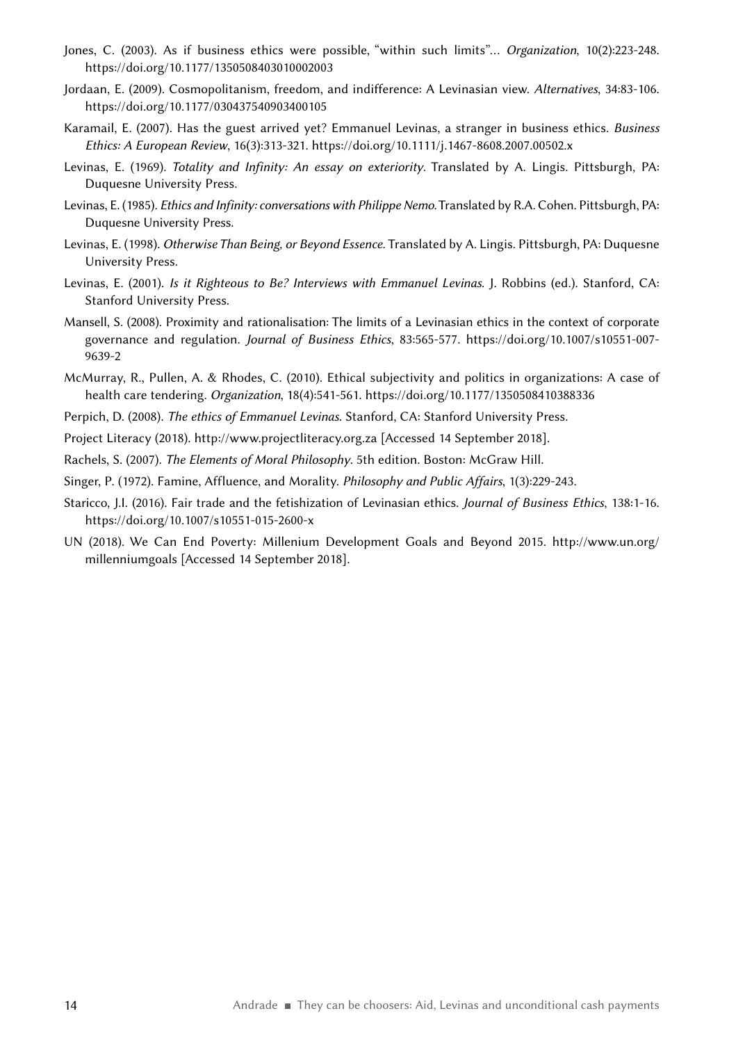Jones, C. (2003). As if business ethics were possible, "within such limits"... *Organization*, 10(2):223-248. https://doi.org/10.1177/1350508403010002003

Jordaan, E. (2009). Cosmopolitanism, freedom, and indifference: A Levinasian view. *Alternatives*, 34:83-106. https://doi.org/10.1177/030437540903400105

Karamail, E. (2007). Has the guest arrived yet? Emmanuel Levinas, a stranger in business ethics. *Business Ethics: A European Review*, 16(3):313-321. https://doi.org/10.1111/j.1467-8608.2007.00502.x

Levinas, E. (1969). *Totality and Infinity: An essay on exteriority*. Translated by A. Lingis. Pittsburgh, PA: Duquesne University Press.

Levinas, E. (1985). *Ethics and Infinity: conversations with Philippe Nemo*. Translated by R.A. Cohen. Pittsburgh, PA: Duquesne University Press.

Levinas, E. (1998). *Otherwise Than Being, or Beyond Essence*. Translated by A. Lingis. Pittsburgh, PA: Duquesne University Press.

Levinas, E. (2001). *Is it Righteous to Be? Interviews with Emmanuel Levinas*. J. Robbins (ed.). Stanford, CA: Stanford University Press.

Mansell, S. (2008). Proximity and rationalisation: The limits of a Levinasian ethics in the context of corporate governance and regulation. *Journal of Business Ethics*, 83:565-577. https://doi.org/10.1007/s10551-007-9639-2

McMurray, R., Pullen, A. & Rhodes, C. (2010). Ethical subjectivity and politics in organizations: A case of health care tendering. *Organization*, 18(4):541-561. https://doi.org/10.1177/1350508410388336

Perpich, D. (2008). *The ethics of Emmanuel Levinas*. Stanford, CA: Stanford University Press.

Project Literacy (2018). http://www.projectliteracy.org.za [Accessed 14 September 2018].

Rachels, S. (2007). *The Elements of Moral Philosophy*. 5th edition. Boston: McGraw Hill.

Singer, P. (1972). Famine, Affluence, and Morality. *Philosophy and Public Affairs*, 1(3):229-243.

Staricco, J.I. (2016). Fair trade and the fetishization of Levinasian ethics. *Journal of Business Ethics*, 138:1-16. https://doi.org/10.1007/s10551-015-2600-x

UN (2018). We Can End Poverty: Millenium Development Goals and Beyond 2015. http://www.un.org/millenniumgoals [Accessed 14 September 2018].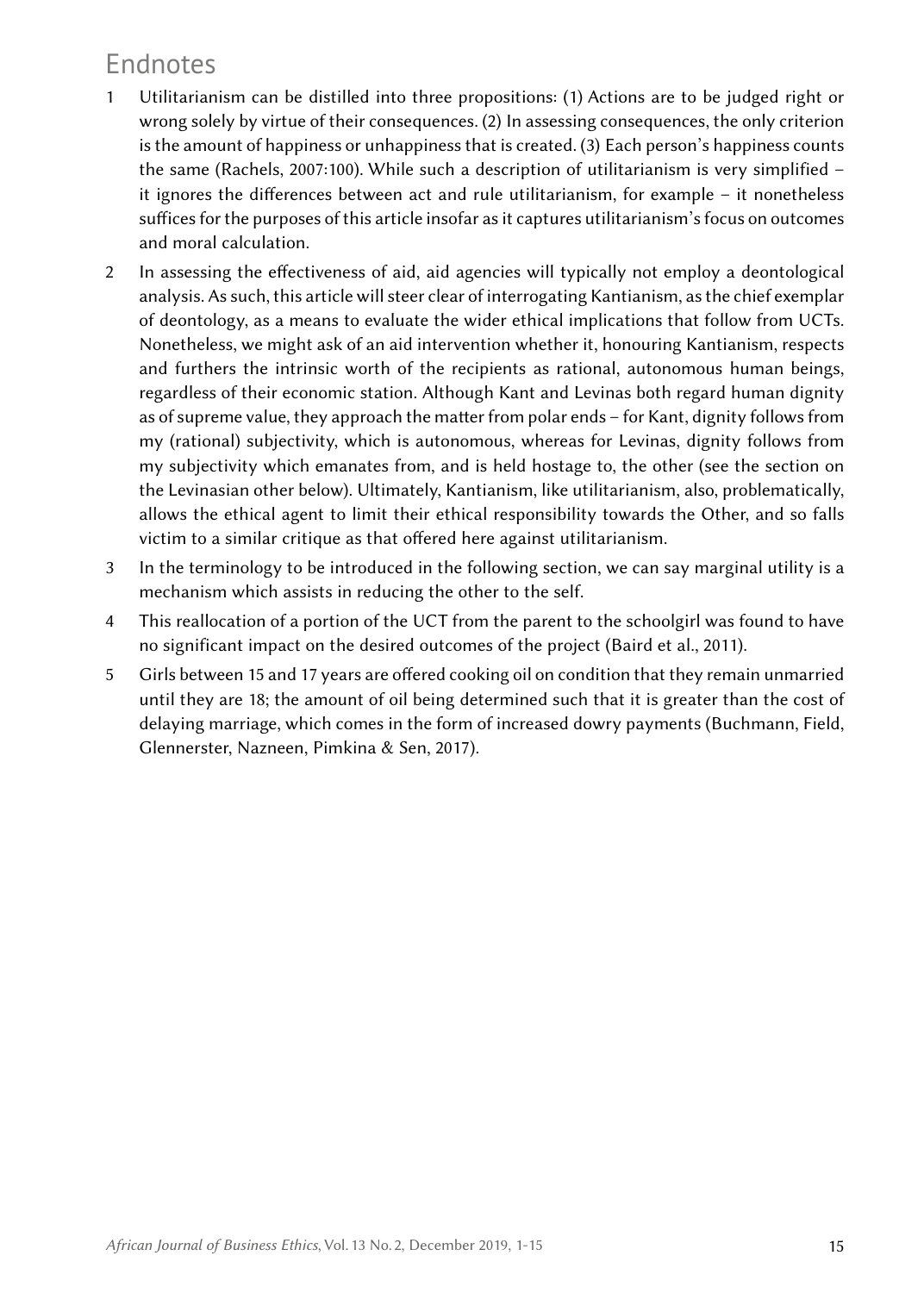# Endnotes

1. Utilitarianism can be distilled into three propositions: (1) Actions are to be judged right or wrong solely by virtue of their consequences. (2) In assessing consequences, the only criterion is the amount of happiness or unhappiness that is created. (3) Each person's happiness counts the same (Rachels, 2007:100). While such a description of utilitarianism is very simplified – it ignores the differences between act and rule utilitarianism, for example – it nonetheless suffices for the purposes of this article insofar as it captures utilitarianism's focus on outcomes and moral calculation.
2. In assessing the effectiveness of aid, aid agencies will typically not employ a deontological analysis. As such, this article will steer clear of interrogating Kantianism, as the chief exemplar of deontology, as a means to evaluate the wider ethical implications that follow from UCTs. Nonetheless, we might ask of an aid intervention whether it, honouring Kantianism, respects and furthers the intrinsic worth of the recipients as rational, autonomous human beings, regardless of their economic station. Although Kant and Levinas both regard human dignity as of supreme value, they approach the matter from polar ends – for Kant, dignity follows from my (rational) subjectivity, which is autonomous, whereas for Levinas, dignity follows from my subjectivity which emanates from, and is held hostage to, the other (see the section on the Levinasian other below). Ultimately, Kantianism, like utilitarianism, also, problematically, allows the ethical agent to limit their ethical responsibility towards the Other, and so falls victim to a similar critique as that offered here against utilitarianism.
3. In the terminology to be introduced in the following section, we can say marginal utility is a mechanism which assists in reducing the other to the self.
4. This reallocation of a portion of the UCT from the parent to the schoolgirl was found to have no significant impact on the desired outcomes of the project (Baird et al., 2011).
5. Girls between 15 and 17 years are offered cooking oil on condition that they remain unmarried until they are 18; the amount of oil being determined such that it is greater than the cost of delaying marriage, which comes in the form of increased dowry payments (Buchmann, Field, Glennerster, Nazneen, Pimkina & Sen, 2017).